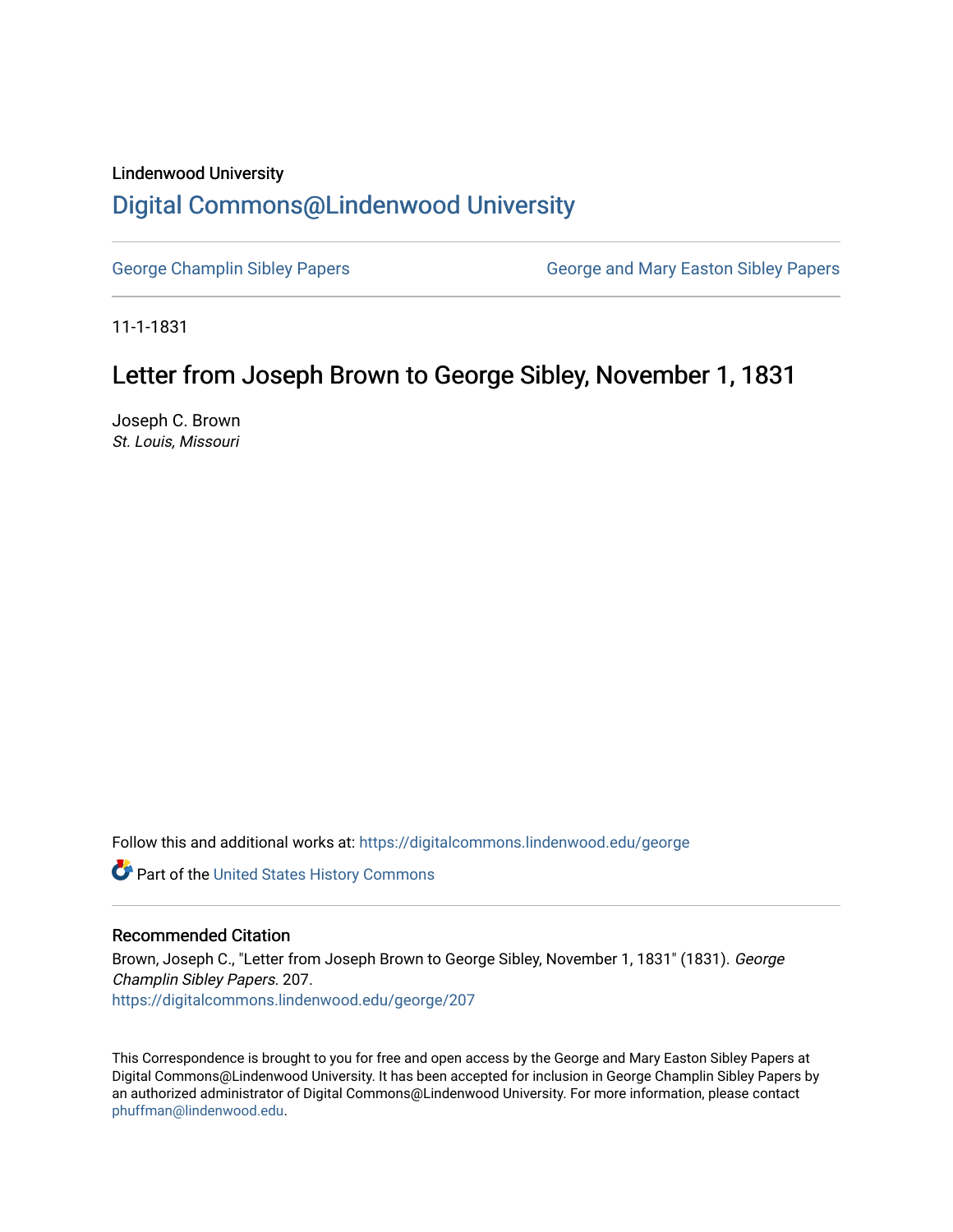Lindenwood University

# Digital Commons@Lindenwood University

George Champlin Sibley Papers | George and Mary Easton Sibley Papers

11-1-1831

## Letter from Joseph Brown to George Sibley, November 1, 1831

Joseph C. Brown
*St. Louis, Missouri*

Follow this and additional works at: https://digitalcommons.lindenwood.edu/george

Part of the United States History Commons

### Recommended Citation

Brown, Joseph C., "Letter from Joseph Brown to George Sibley, November 1, 1831" (1831). *George Champlin Sibley Papers*. 207.
https://digitalcommons.lindenwood.edu/george/207

This Correspondence is brought to you for free and open access by the George and Mary Easton Sibley Papers at Digital Commons@Lindenwood University. It has been accepted for inclusion in George Champlin Sibley Papers by an authorized administrator of Digital Commons@Lindenwood University. For more information, please contact phuffman@lindenwood.edu.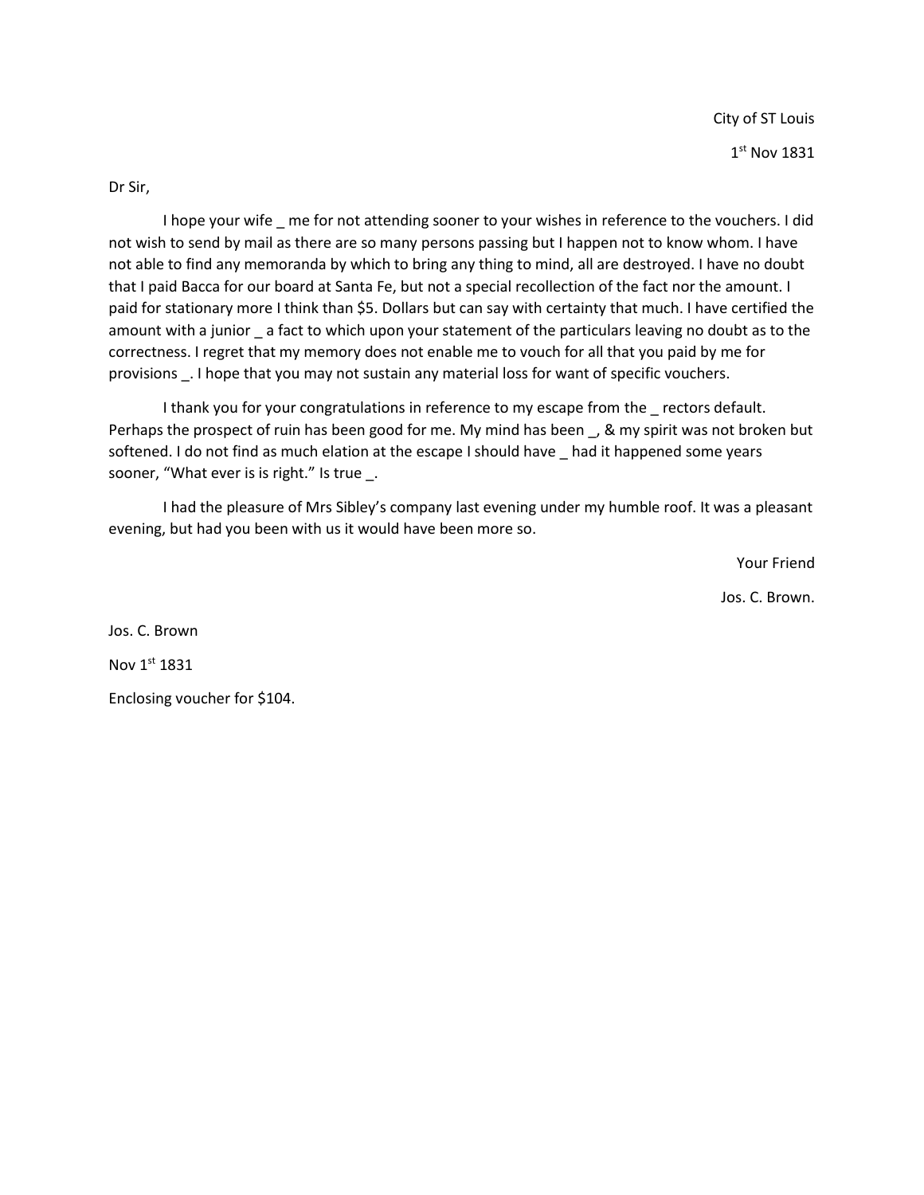City of ST Louis

1st Nov 1831

Dr Sir,

I hope your wife _ me for not attending sooner to your wishes in reference to the vouchers. I did not wish to send by mail as there are so many persons passing but I happen not to know whom. I have not able to find any memoranda by which to bring any thing to mind, all are destroyed. I have no doubt that I paid Bacca for our board at Santa Fe, but not a special recollection of the fact nor the amount. I paid for stationary more I think than $5. Dollars but can say with certainty that much. I have certified the amount with a junior _ a fact to which upon your statement of the particulars leaving no doubt as to the correctness. I regret that my memory does not enable me to vouch for all that you paid by me for provisions _. I hope that you may not sustain any material loss for want of specific vouchers.

I thank you for your congratulations in reference to my escape from the _ rectors default. Perhaps the prospect of ruin has been good for me. My mind has been _, & my spirit was not broken but softened. I do not find as much elation at the escape I should have _ had it happened some years sooner, "What ever is is right." Is true _.

I had the pleasure of Mrs Sibley's company last evening under my humble roof. It was a pleasant evening, but had you been with us it would have been more so.

Your Friend

Jos. C. Brown.

Jos. C. Brown

Nov 1st 1831

Enclosing voucher for $104.